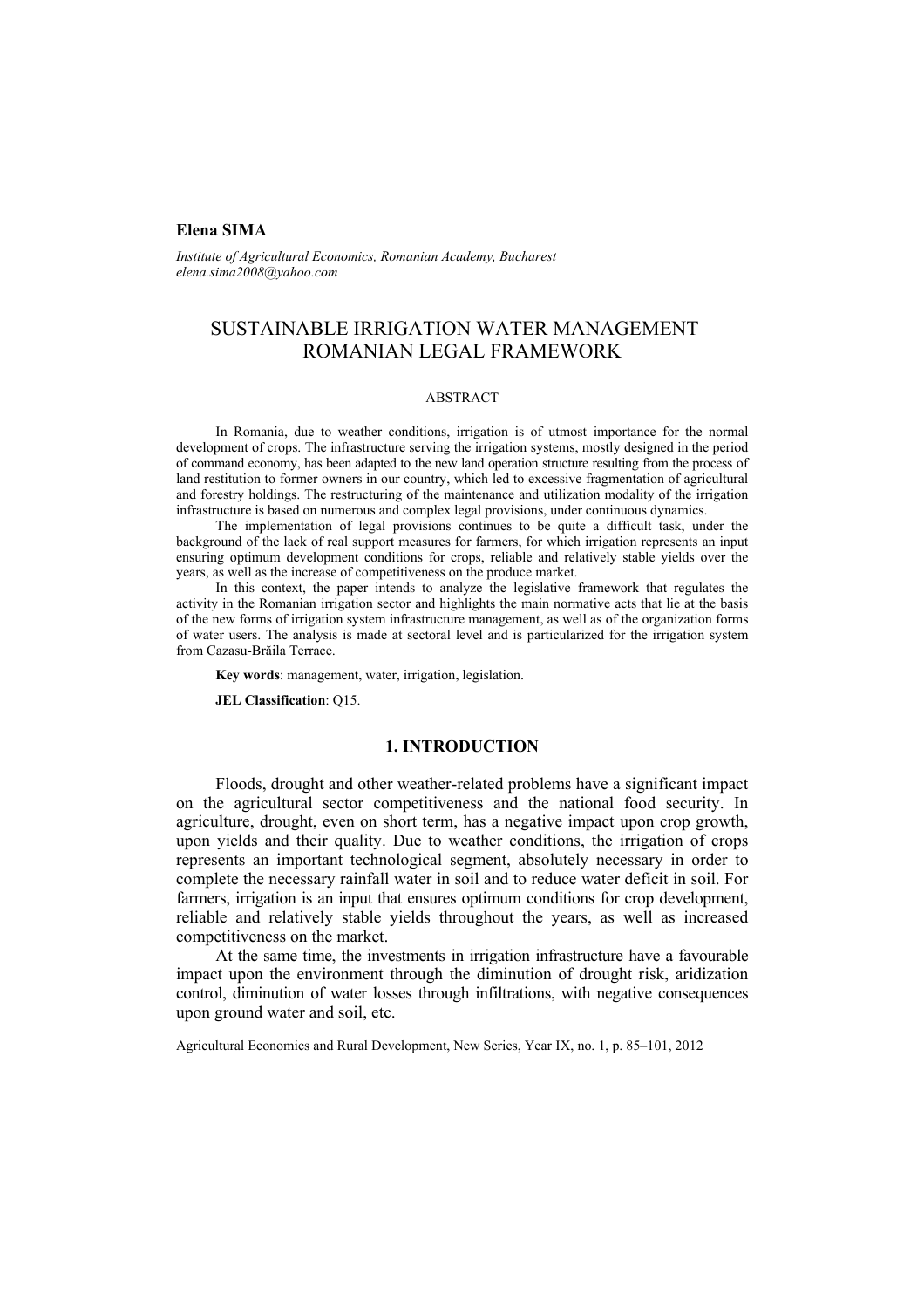**Elena SIMA**

*Institute of Agricultural Economics, Romanian Academy, Bucharest*
*elena.sima2008@yahoo.com*

# SUSTAINABLE IRRIGATION WATER MANAGEMENT – ROMANIAN LEGAL FRAMEWORK

ABSTRACT

In Romania, due to weather conditions, irrigation is of utmost importance for the normal development of crops. The infrastructure serving the irrigation systems, mostly designed in the period of command economy, has been adapted to the new land operation structure resulting from the process of land restitution to former owners in our country, which led to excessive fragmentation of agricultural and forestry holdings. The restructuring of the maintenance and utilization modality of the irrigation infrastructure is based on numerous and complex legal provisions, under continuous dynamics.

The implementation of legal provisions continues to be quite a difficult task, under the background of the lack of real support measures for farmers, for which irrigation represents an input ensuring optimum development conditions for crops, reliable and relatively stable yields over the years, as well as the increase of competitiveness on the produce market.

In this context, the paper intends to analyze the legislative framework that regulates the activity in the Romanian irrigation sector and highlights the main normative acts that lie at the basis of the new forms of irrigation system infrastructure management, as well as of the organization forms of water users. The analysis is made at sectoral level and is particularized for the irrigation system from Cazasu-Brăila Terrace.

**Key words**: management, water, irrigation, legislation.

**JEL Classification**: Q15.

## 1. INTRODUCTION

Floods, drought and other weather-related problems have a significant impact on the agricultural sector competitiveness and the national food security. In agriculture, drought, even on short term, has a negative impact upon crop growth, upon yields and their quality. Due to weather conditions, the irrigation of crops represents an important technological segment, absolutely necessary in order to complete the necessary rainfall water in soil and to reduce water deficit in soil. For farmers, irrigation is an input that ensures optimum conditions for crop development, reliable and relatively stable yields throughout the years, as well as increased competitiveness on the market.

At the same time, the investments in irrigation infrastructure have a favourable impact upon the environment through the diminution of drought risk, aridization control, diminution of water losses through infiltrations, with negative consequences upon ground water and soil, etc.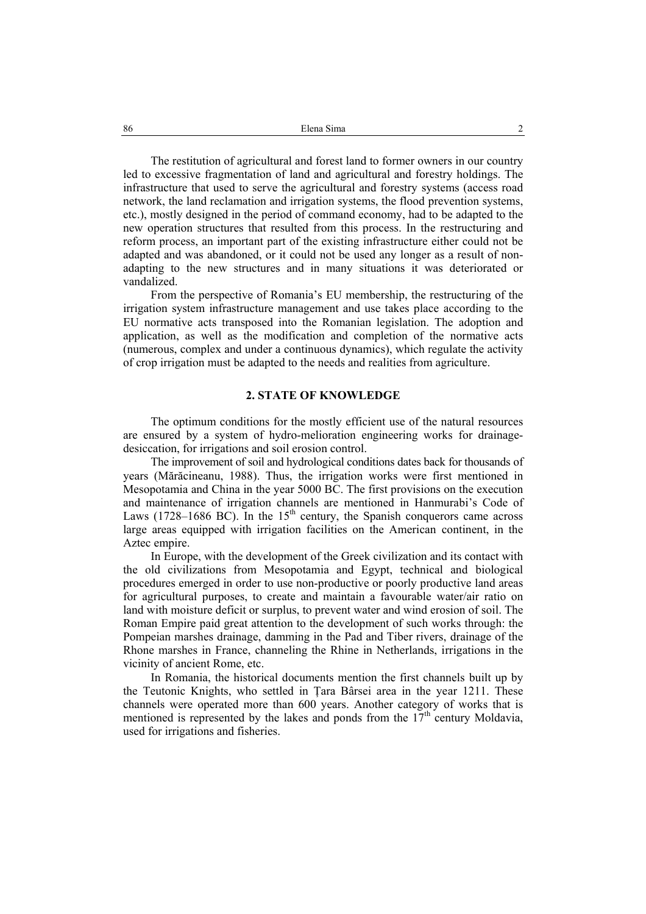The restitution of agricultural and forest land to former owners in our country led to excessive fragmentation of land and agricultural and forestry holdings. The infrastructure that used to serve the agricultural and forestry systems (access road network, the land reclamation and irrigation systems, the flood prevention systems, etc.), mostly designed in the period of command economy, had to be adapted to the new operation structures that resulted from this process. In the restructuring and reform process, an important part of the existing infrastructure either could not be adapted and was abandoned, or it could not be used any longer as a result of non-adapting to the new structures and in many situations it was deteriorated or vandalized.

From the perspective of Romania's EU membership, the restructuring of the irrigation system infrastructure management and use takes place according to the EU normative acts transposed into the Romanian legislation. The adoption and application, as well as the modification and completion of the normative acts (numerous, complex and under a continuous dynamics), which regulate the activity of crop irrigation must be adapted to the needs and realities from agriculture.

## 2. STATE OF KNOWLEDGE

The optimum conditions for the mostly efficient use of the natural resources are ensured by a system of hydro-melioration engineering works for drainage-desiccation, for irrigations and soil erosion control.

The improvement of soil and hydrological conditions dates back for thousands of years (Mărăcineanu, 1988). Thus, the irrigation works were first mentioned in Mesopotamia and China in the year 5000 BC. The first provisions on the execution and maintenance of irrigation channels are mentioned in Hanmurabi's Code of Laws (1728–1686 BC). In the 15th century, the Spanish conquerors came across large areas equipped with irrigation facilities on the American continent, in the Aztec empire.

In Europe, with the development of the Greek civilization and its contact with the old civilizations from Mesopotamia and Egypt, technical and biological procedures emerged in order to use non-productive or poorly productive land areas for agricultural purposes, to create and maintain a favourable water/air ratio on land with moisture deficit or surplus, to prevent water and wind erosion of soil. The Roman Empire paid great attention to the development of such works through: the Pompeian marshes drainage, damming in the Pad and Tiber rivers, drainage of the Rhone marshes in France, channeling the Rhine in Netherlands, irrigations in the vicinity of ancient Rome, etc.

In Romania, the historical documents mention the first channels built up by the Teutonic Knights, who settled in Țara Bârsei area in the year 1211. These channels were operated more than 600 years. Another category of works that is mentioned is represented by the lakes and ponds from the 17th century Moldavia, used for irrigations and fisheries.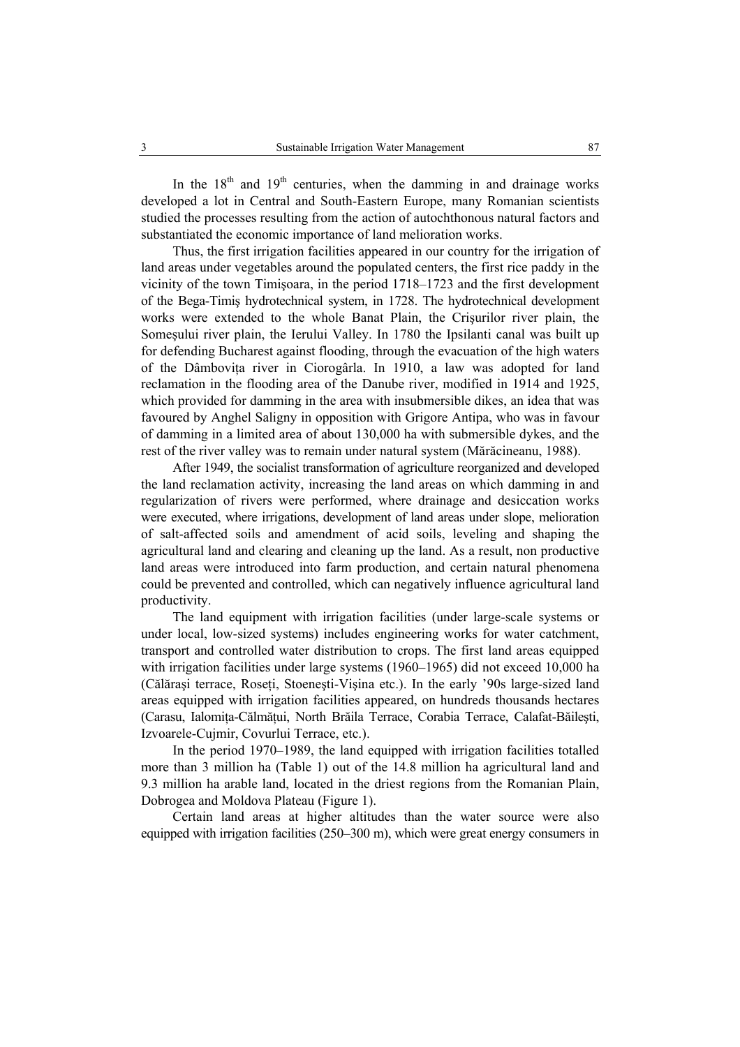In the 18th and 19th centuries, when the damming in and drainage works developed a lot in Central and South-Eastern Europe, many Romanian scientists studied the processes resulting from the action of autochthonous natural factors and substantiated the economic importance of land melioration works.

Thus, the first irrigation facilities appeared in our country for the irrigation of land areas under vegetables around the populated centers, the first rice paddy in the vicinity of the town Timişoara, in the period 1718–1723 and the first development of the Bega-Timiş hydrotechnical system, in 1728. The hydrotechnical development works were extended to the whole Banat Plain, the Crişurilor river plain, the Someşului river plain, the Ierului Valley. In 1780 the Ipsilanti canal was built up for defending Bucharest against flooding, through the evacuation of the high waters of the Dâmboviţa river in Ciorogârla. In 1910, a law was adopted for land reclamation in the flooding area of the Danube river, modified in 1914 and 1925, which provided for damming in the area with insubmersible dikes, an idea that was favoured by Anghel Saligny in opposition with Grigore Antipa, who was in favour of damming in a limited area of about 130,000 ha with submersible dykes, and the rest of the river valley was to remain under natural system (Mărăcineanu, 1988).

After 1949, the socialist transformation of agriculture reorganized and developed the land reclamation activity, increasing the land areas on which damming in and regularization of rivers were performed, where drainage and desiccation works were executed, where irrigations, development of land areas under slope, melioration of salt-affected soils and amendment of acid soils, leveling and shaping the agricultural land and clearing and cleaning up the land. As a result, non productive land areas were introduced into farm production, and certain natural phenomena could be prevented and controlled, which can negatively influence agricultural land productivity.

The land equipment with irrigation facilities (under large-scale systems or under local, low-sized systems) includes engineering works for water catchment, transport and controlled water distribution to crops. The first land areas equipped with irrigation facilities under large systems (1960–1965) did not exceed 10,000 ha (Călăraşi terrace, Roseţi, Stoeneşti-Vişina etc.). In the early '90s large-sized land areas equipped with irrigation facilities appeared, on hundreds thousands hectares (Carasu, Ialomiţa-Călmăţui, North Brăila Terrace, Corabia Terrace, Calafat-Băileşti, Izvoarele-Cujmir, Covurlui Terrace, etc.).

In the period 1970–1989, the land equipped with irrigation facilities totalled more than 3 million ha (Table 1) out of the 14.8 million ha agricultural land and 9.3 million ha arable land, located in the driest regions from the Romanian Plain, Dobrogea and Moldova Plateau (Figure 1).

Certain land areas at higher altitudes than the water source were also equipped with irrigation facilities (250–300 m), which were great energy consumers in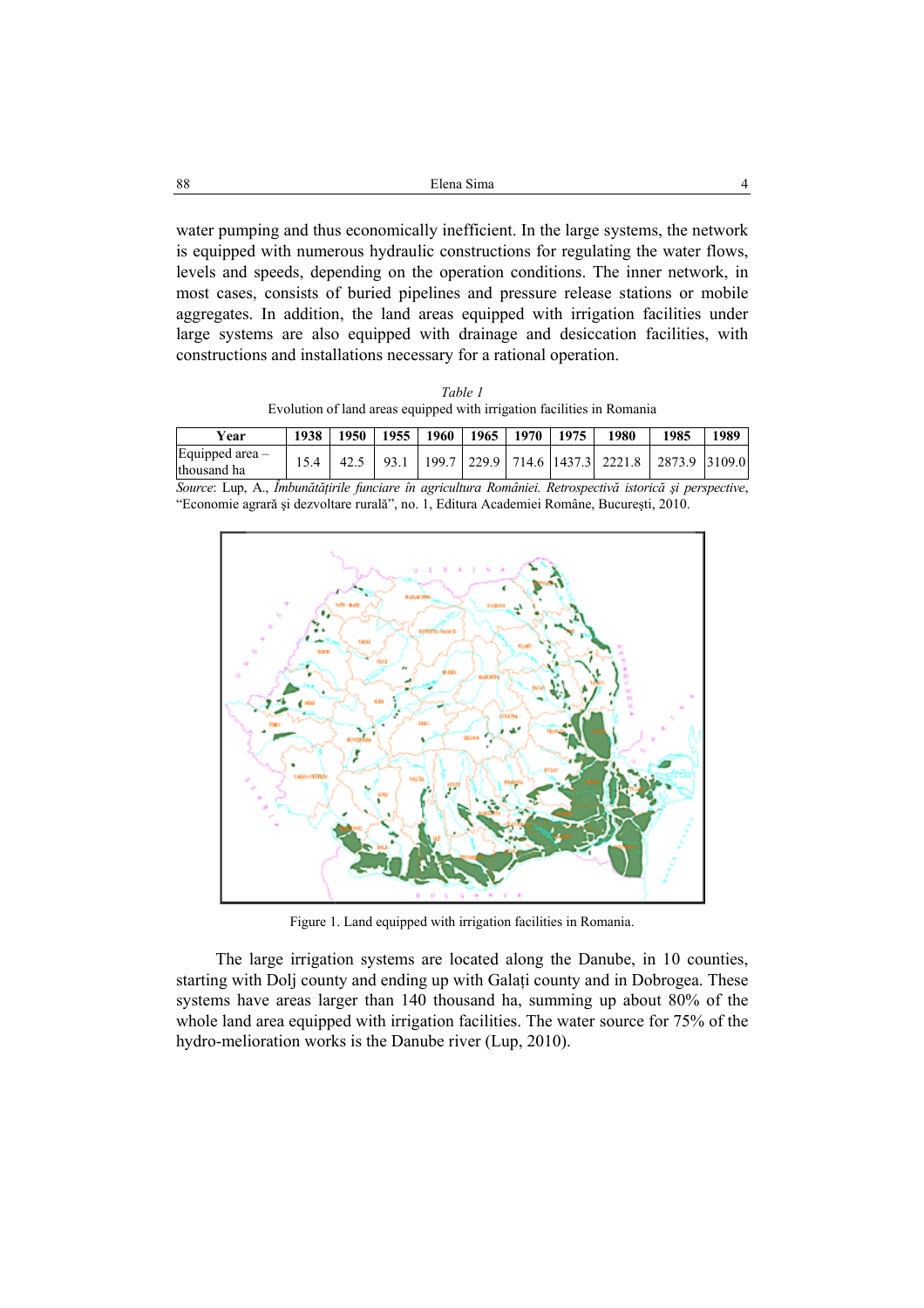water pumping and thus economically inefficient. In the large systems, the network is equipped with numerous hydraulic constructions for regulating the water flows, levels and speeds, depending on the operation conditions. The inner network, in most cases, consists of buried pipelines and pressure release stations or mobile aggregates. In addition, the land areas equipped with irrigation facilities under large systems are also equipped with drainage and desiccation facilities, with constructions and installations necessary for a rational operation.

*Table 1*

Evolution of land areas equipped with irrigation facilities in Romania

| Year | 1938 | 1950 | 1955 | 1960 | 1965 | 1970 | 1975 | 1980 | 1985 | 1989 |
|---|---|---|---|---|---|---|---|---|---|---|
| Equipped area – thousand ha | 15.4 | 42.5 | 93.1 | 199.7 | 229.9 | 714.6 | 1437.3 | 2221.8 | 2873.9 | 3109.0 |

*Source*: Lup, A., *Îmbunătățirile funciare în agricultura României. Retrospectivă istorică și perspective*, "Economie agrară și dezvoltare rurală", no. 1, Editura Academiei Române, București, 2010.

Figure 1. Land equipped with irrigation facilities in Romania.

The large irrigation systems are located along the Danube, in 10 counties, starting with Dolj county and ending up with Galați county and in Dobrogea. These systems have areas larger than 140 thousand ha, summing up about 80% of the whole land area equipped with irrigation facilities. The water source for 75% of the hydro-melioration works is the Danube river (Lup, 2010).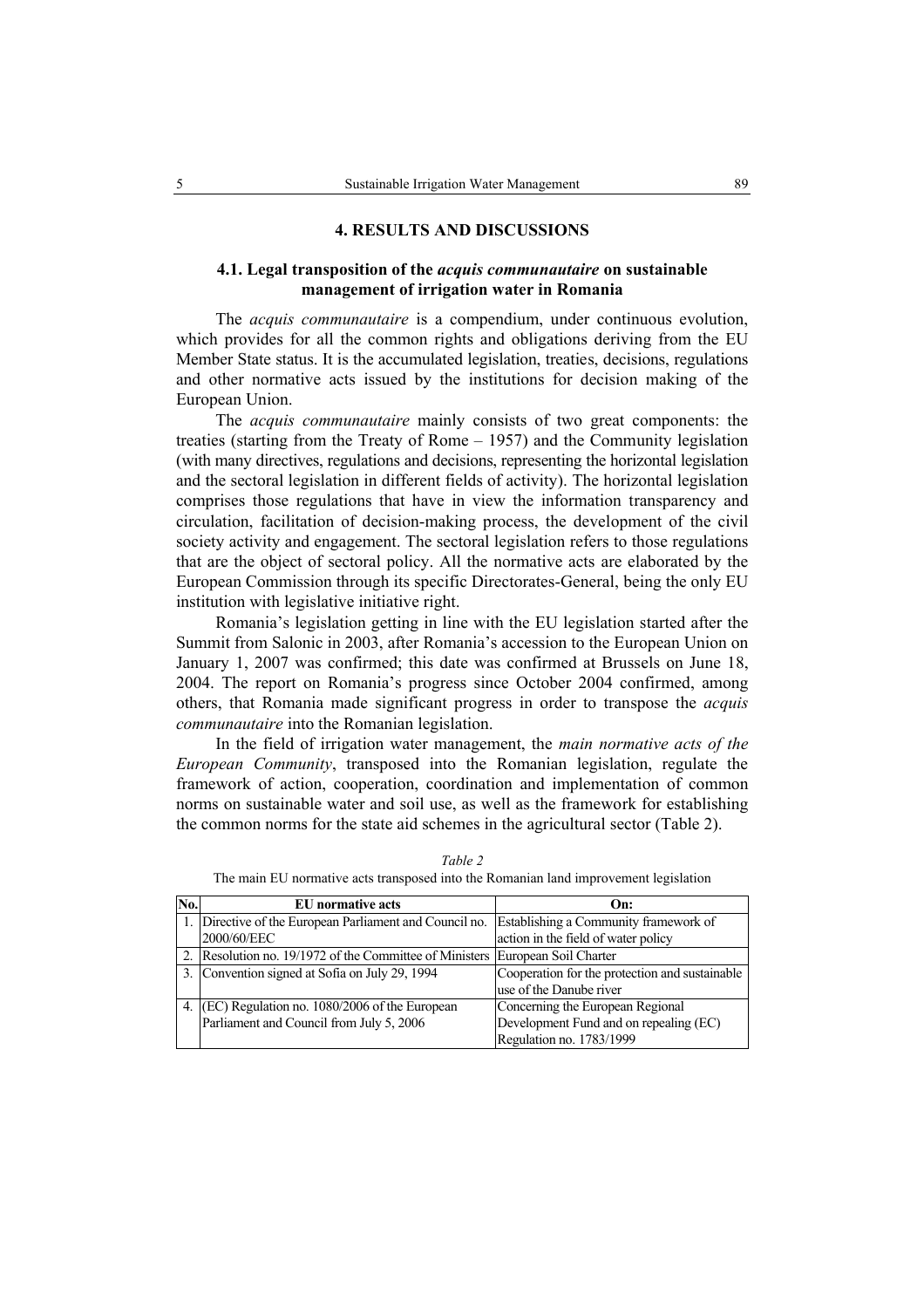## 4. RESULTS AND DISCUSSIONS

### 4.1. Legal transposition of the *acquis communautaire* on sustainable management of irrigation water in Romania

The *acquis communautaire* is a compendium, under continuous evolution, which provides for all the common rights and obligations deriving from the EU Member State status. It is the accumulated legislation, treaties, decisions, regulations and other normative acts issued by the institutions for decision making of the European Union.

The *acquis communautaire* mainly consists of two great components: the treaties (starting from the Treaty of Rome – 1957) and the Community legislation (with many directives, regulations and decisions, representing the horizontal legislation and the sectoral legislation in different fields of activity). The horizontal legislation comprises those regulations that have in view the information transparency and circulation, facilitation of decision-making process, the development of the civil society activity and engagement. The sectoral legislation refers to those regulations that are the object of sectoral policy. All the normative acts are elaborated by the European Commission through its specific Directorates-General, being the only EU institution with legislative initiative right.

Romania's legislation getting in line with the EU legislation started after the Summit from Salonic in 2003, after Romania's accession to the European Union on January 1, 2007 was confirmed; this date was confirmed at Brussels on June 18, 2004. The report on Romania's progress since October 2004 confirmed, among others, that Romania made significant progress in order to transpose the *acquis communautaire* into the Romanian legislation.

In the field of irrigation water management, the *main normative acts of the European Community*, transposed into the Romanian legislation, regulate the framework of action, cooperation, coordination and implementation of common norms on sustainable water and soil use, as well as the framework for establishing the common norms for the state aid schemes in the agricultural sector (Table 2).

*Table 2*

The main EU normative acts transposed into the Romanian land improvement legislation

| No. | EU normative acts | On: |
|---|---|---|
| 1. | Directive of the European Parliament and Council no. 2000/60/EEC | Establishing a Community framework of action in the field of water policy |
| 2. | Resolution no. 19/1972 of the Committee of Ministers | European Soil Charter |
| 3. | Convention signed at Sofia on July 29, 1994 | Cooperation for the protection and sustainable use of the Danube river |
| 4. | (EC) Regulation no. 1080/2006 of the European Parliament and Council from July 5, 2006 | Concerning the European Regional Development Fund and on repealing (EC) Regulation no. 1783/1999 |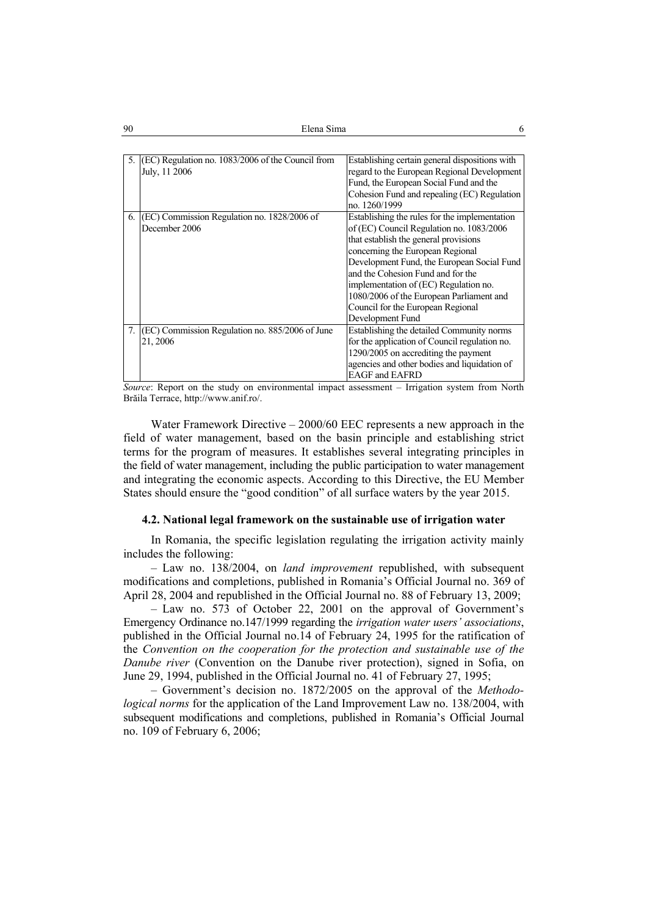| | | |
|---|---|---|
| 5. | (EC) Regulation no. 1083/2006 of the Council from July, 11 2006 | Establishing certain general dispositions with regard to the European Regional Development Fund, the European Social Fund and the Cohesion Fund and repealing (EC) Regulation no. 1260/1999 |
| 6. | (EC) Commission Regulation no. 1828/2006 of December 2006 | Establishing the rules for the implementation of (EC) Council Regulation no. 1083/2006 that establish the general provisions concerning the European Regional Development Fund, the European Social Fund and the Cohesion Fund and for the implementation of (EC) Regulation no. 1080/2006 of the European Parliament and Council for the European Regional Development Fund |
| 7. | (EC) Commission Regulation no. 885/2006 of June 21, 2006 | Establishing the detailed Community norms for the application of Council regulation no. 1290/2005 on accrediting the payment agencies and other bodies and liquidation of EAGF and EAFRD |

*Source*: Report on the study on environmental impact assessment – Irrigation system from North Brăila Terrace, http://www.anif.ro/.

Water Framework Directive – 2000/60 EEC represents a new approach in the field of water management, based on the basin principle and establishing strict terms for the program of measures. It establishes several integrating principles in the field of water management, including the public participation to water management and integrating the economic aspects. According to this Directive, the EU Member States should ensure the "good condition" of all surface waters by the year 2015.

### 4.2. National legal framework on the sustainable use of irrigation water

In Romania, the specific legislation regulating the irrigation activity mainly includes the following:

– Law no. 138/2004, on *land improvement* republished, with subsequent modifications and completions, published in Romania's Official Journal no. 369 of April 28, 2004 and republished in the Official Journal no. 88 of February 13, 2009;

– Law no. 573 of October 22, 2001 on the approval of Government's Emergency Ordinance no.147/1999 regarding the *irrigation water users' associations*, published in the Official Journal no.14 of February 24, 1995 for the ratification of the *Convention on the cooperation for the protection and sustainable use of the Danube river* (Convention on the Danube river protection), signed in Sofia, on June 29, 1994, published in the Official Journal no. 41 of February 27, 1995;

– Government's decision no. 1872/2005 on the approval of the *Methodological norms* for the application of the Land Improvement Law no. 138/2004, with subsequent modifications and completions, published in Romania's Official Journal no. 109 of February 6, 2006;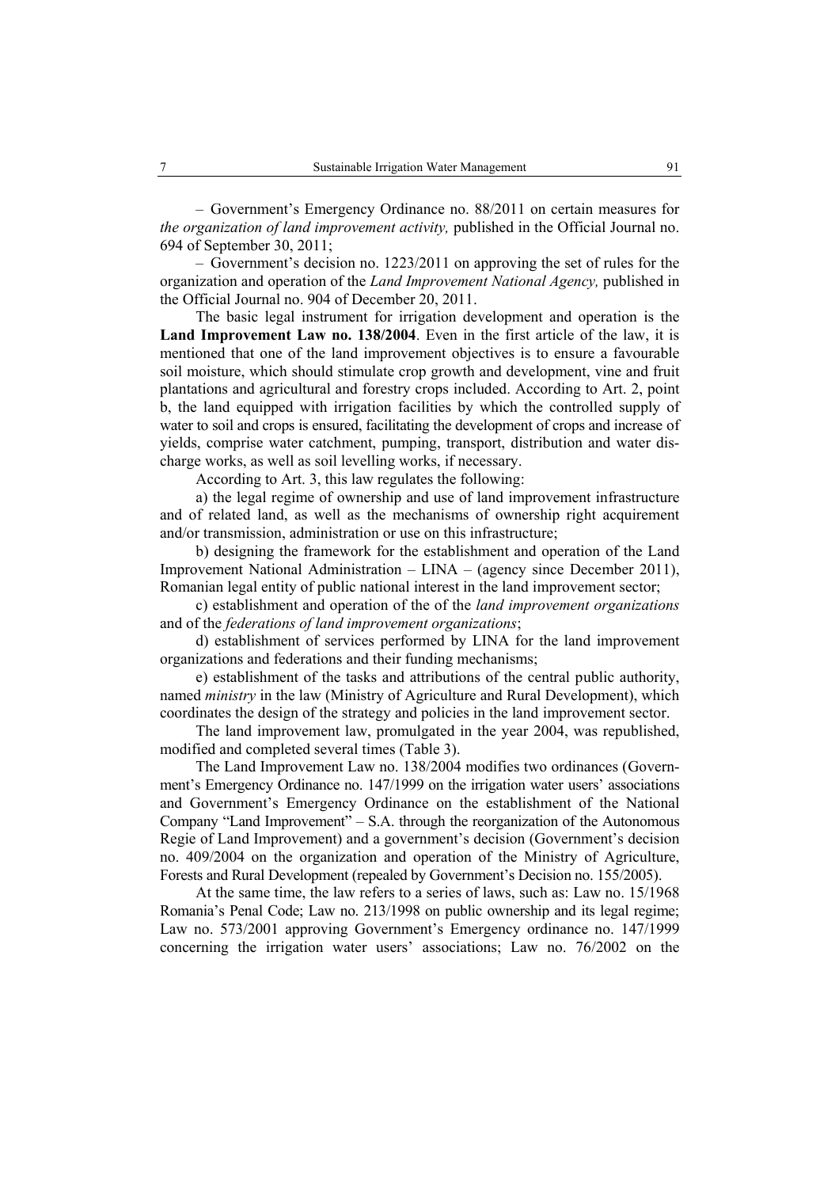– Government's Emergency Ordinance no. 88/2011 on certain measures for *the organization of land improvement activity,* published in the Official Journal no. 694 of September 30, 2011;

– Government's decision no. 1223/2011 on approving the set of rules for the organization and operation of the *Land Improvement National Agency,* published in the Official Journal no. 904 of December 20, 2011.

The basic legal instrument for irrigation development and operation is the **Land Improvement Law no. 138/2004**. Even in the first article of the law, it is mentioned that one of the land improvement objectives is to ensure a favourable soil moisture, which should stimulate crop growth and development, vine and fruit plantations and agricultural and forestry crops included. According to Art. 2, point b, the land equipped with irrigation facilities by which the controlled supply of water to soil and crops is ensured, facilitating the development of crops and increase of yields, comprise water catchment, pumping, transport, distribution and water discharge works, as well as soil levelling works, if necessary.

According to Art. 3, this law regulates the following:

a) the legal regime of ownership and use of land improvement infrastructure and of related land, as well as the mechanisms of ownership right acquirement and/or transmission, administration or use on this infrastructure;

b) designing the framework for the establishment and operation of the Land Improvement National Administration – LINA – (agency since December 2011), Romanian legal entity of public national interest in the land improvement sector;

c) establishment and operation of the of the *land improvement organizations* and of the *federations of land improvement organizations*;

d) establishment of services performed by LINA for the land improvement organizations and federations and their funding mechanisms;

e) establishment of the tasks and attributions of the central public authority, named *ministry* in the law (Ministry of Agriculture and Rural Development), which coordinates the design of the strategy and policies in the land improvement sector.

The land improvement law, promulgated in the year 2004, was republished, modified and completed several times (Table 3).

The Land Improvement Law no. 138/2004 modifies two ordinances (Government's Emergency Ordinance no. 147/1999 on the irrigation water users' associations and Government's Emergency Ordinance on the establishment of the National Company "Land Improvement" – S.A. through the reorganization of the Autonomous Regie of Land Improvement) and a government's decision (Government's decision no. 409/2004 on the organization and operation of the Ministry of Agriculture, Forests and Rural Development (repealed by Government's Decision no. 155/2005).

At the same time, the law refers to a series of laws, such as: Law no. 15/1968 Romania's Penal Code; Law no. 213/1998 on public ownership and its legal regime; Law no. 573/2001 approving Government's Emergency ordinance no. 147/1999 concerning the irrigation water users' associations; Law no. 76/2002 on the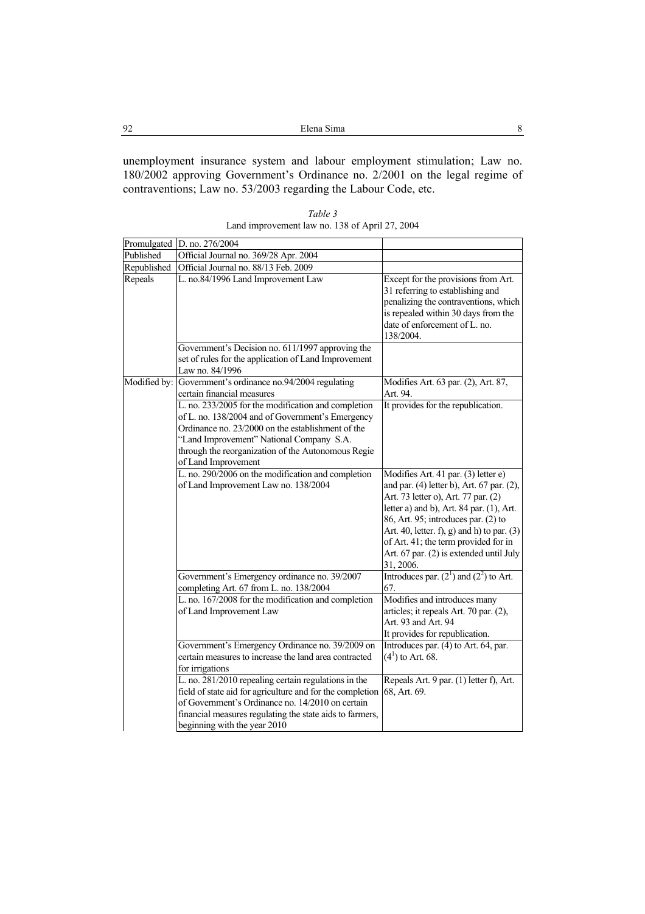unemployment insurance system and labour employment stimulation; Law no. 180/2002 approving Government's Ordinance no. 2/2001 on the legal regime of contraventions; Law no. 53/2003 regarding the Labour Code, etc.

*Table 3*
Land improvement law no. 138 of April 27, 2004

| | | |
|---|---|---|
| Promulgated | D. no. 276/2004 | |
| Published | Official Journal no. 369/28 Apr. 2004 | |
| Republished | Official Journal no. 88/13 Feb. 2009 | |
| Repeals | L. no.84/1996 Land Improvement Law | Except for the provisions from Art. 31 referring to establishing and penalizing the contraventions, which is repealed within 30 days from the date of enforcement of L. no. 138/2004. |
| | Government's Decision no. 611/1997 approving the set of rules for the application of Land Improvement Law no. 84/1996 | |
| Modified by: | Government's ordinance no.94/2004 regulating certain financial measures | Modifies Art. 63 par. (2), Art. 87, Art. 94. |
| | L. no. 233/2005 for the modification and completion of L. no. 138/2004 and of Government's Emergency Ordinance no. 23/2000 on the establishment of the "Land Improvement" National Company S.A. through the reorganization of the Autonomous Regie of Land Improvement | It provides for the republication. |
| | L. no. 290/2006 on the modification and completion of Land Improvement Law no. 138/2004 | Modifies Art. 41 par. (3) letter e) and par. (4) letter b), Art. 67 par. (2), Art. 73 letter o), Art. 77 par. (2) letter a) and b), Art. 84 par. (1), Art. 86, Art. 95; introduces par. (2) to Art. 40, letter. f), g) and h) to par. (3) of Art. 41; the term provided for in Art. 67 par. (2) is extended until July 31, 2006. |
| | Government's Emergency ordinance no. 39/2007 completing Art. 67 from L. no. 138/2004 | Introduces par. $(2^1)$ and $(2^2)$ to Art. 67. |
| | L. no. 167/2008 for the modification and completion of Land Improvement Law | Modifies and introduces many articles; it repeals Art. 70 par. (2), Art. 93 and Art. 94. It provides for republication. |
| | Government's Emergency Ordinance no. 39/2009 on certain measures to increase the land area contracted for irrigations | Introduces par. (4) to Art. 64, par. $(4^1)$ to Art. 68. |
| | L. no. 281/2010 repealing certain regulations in the field of state aid for agriculture and for the completion of Government's Ordinance no. 14/2010 on certain financial measures regulating the state aids to farmers, beginning with the year 2010 | Repeals Art. 9 par. (1) letter f), Art. 68, Art. 69. |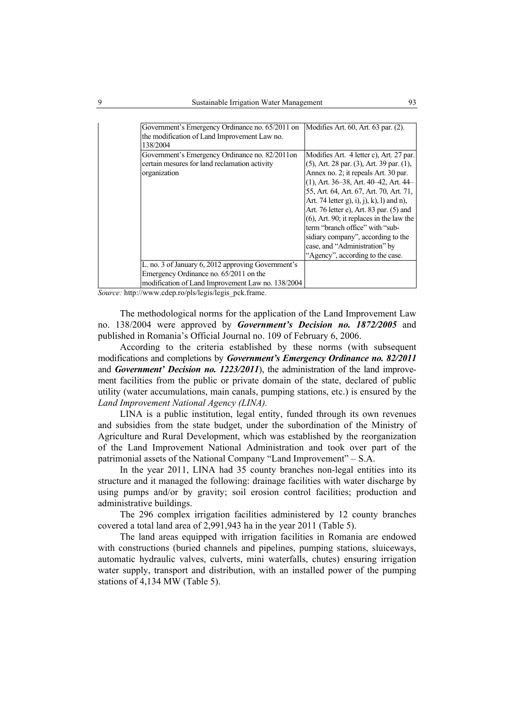| | |
|---|---|
| Government's Emergency Ordinance no. 65/2011 on the modification of Land Improvement Law no. 138/2004 | Modifies Art. 60, Art. 63 par. (2). |
| Government's Emergency Ordinance no. 82/2011on certain mesures for land reclamation activity organization | Modifies Art. 4 letter c), Art. 27 par. (5), Art. 28 par. (3), Art. 39 par. (1), Annex no. 2; it repeals Art. 30 par. (1), Art. 36–38, Art. 40–42, Art. 44–55, Art. 64, Art. 67, Art. 70, Art. 71, Art. 74 letter g), i), j), k), l) and n), Art. 76 letter e), Art. 83 par. (5) and (6), Art. 90; it replaces in the law the term "branch office" with "sub-sidiary company", according to the case, and "Administration" by "Agency", according to the case. |
| L. no. 3 of January 6, 2012 approving Government's Emergency Ordinance no. 65/2011 on the modification of Land Improvement Law no. 138/2004 | |

*Source:* http://www.cdep.ro/pls/legis/legis_pck.frame.

The methodological norms for the application of the Land Improvement Law no. 138/2004 were approved by ***Government's Decision no. 1872/2005*** and published in Romania's Official Journal no. 109 of February 6, 2006.

According to the criteria established by these norms (with subsequent modifications and completions by ***Government's Emergency Ordinance no. 82/2011*** and ***Government' Decision no. 1223/2011***), the administration of the land improvement facilities from the public or private domain of the state, declared of public utility (water accumulations, main canals, pumping stations, etc.) is ensured by the *Land Improvement National Agency (LINA).*

LINA is a public institution, legal entity, funded through its own revenues and subsidies from the state budget, under the subordination of the Ministry of Agriculture and Rural Development, which was established by the reorganization of the Land Improvement National Administration and took over part of the patrimonial assets of the National Company "Land Improvement" – S.A.

In the year 2011, LINA had 35 county branches non-legal entities into its structure and it managed the following: drainage facilities with water discharge by using pumps and/or by gravity; soil erosion control facilities; production and administrative buildings.

The 296 complex irrigation facilities administered by 12 county branches covered a total land area of 2,991,943 ha in the year 2011 (Table 5).

The land areas equipped with irrigation facilities in Romania are endowed with constructions (buried channels and pipelines, pumping stations, sluiceways, automatic hydraulic valves, culverts, mini waterfalls, chutes) ensuring irrigation water supply, transport and distribution, with an installed power of the pumping stations of 4,134 MW (Table 5).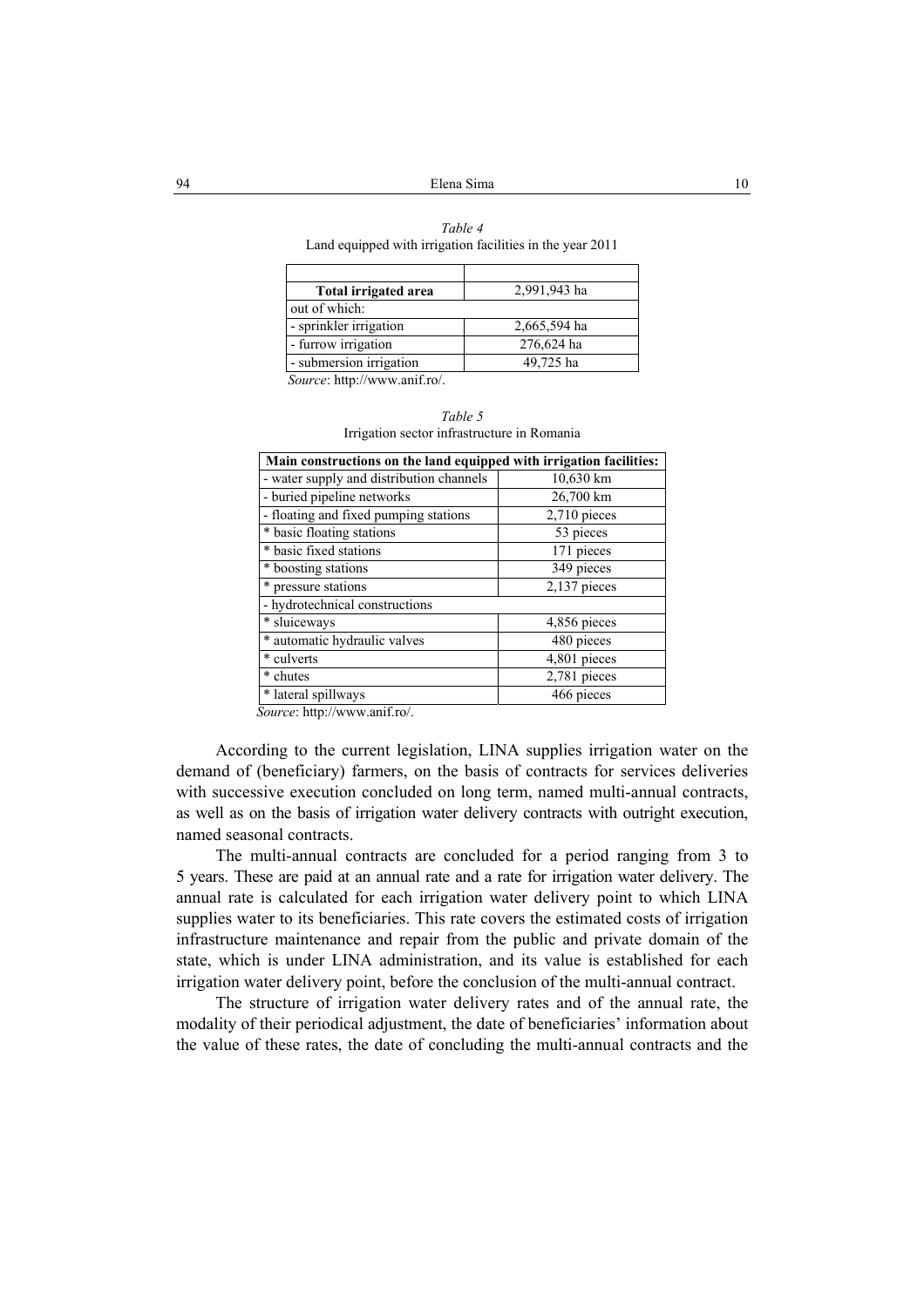*Table 4*
Land equipped with irrigation facilities in the year 2011

| | |
|---|---|
| **Total irrigated area** | 2,991,943 ha |
| out of which: | |
| - sprinkler irrigation | 2,665,594 ha |
| - furrow irrigation | 276,624 ha |
| - submersion irrigation | 49,725 ha |

*Source*: http://www.anif.ro/.

*Table 5*
Irrigation sector infrastructure in Romania

| **Main constructions on the land equipped with irrigation facilities:** | |
|---|---|
| - water supply and distribution channels | 10,630 km |
| - buried pipeline networks | 26,700 km |
| - floating and fixed pumping stations | 2,710 pieces |
| * basic floating stations | 53 pieces |
| * basic fixed stations | 171 pieces |
| * boosting stations | 349 pieces |
| * pressure stations | 2,137 pieces |
| - hydrotechnical constructions | |
| * sluiceways | 4,856 pieces |
| * automatic hydraulic valves | 480 pieces |
| * culverts | 4,801 pieces |
| * chutes | 2,781 pieces |
| * lateral spillways | 466 pieces |

*Source*: http://www.anif.ro/.

According to the current legislation, LINA supplies irrigation water on the demand of (beneficiary) farmers, on the basis of contracts for services deliveries with successive execution concluded on long term, named multi-annual contracts, as well as on the basis of irrigation water delivery contracts with outright execution, named seasonal contracts.

The multi-annual contracts are concluded for a period ranging from 3 to 5 years. These are paid at an annual rate and a rate for irrigation water delivery. The annual rate is calculated for each irrigation water delivery point to which LINA supplies water to its beneficiaries. This rate covers the estimated costs of irrigation infrastructure maintenance and repair from the public and private domain of the state, which is under LINA administration, and its value is established for each irrigation water delivery point, before the conclusion of the multi-annual contract.

The structure of irrigation water delivery rates and of the annual rate, the modality of their periodical adjustment, the date of beneficiaries' information about the value of these rates, the date of concluding the multi-annual contracts and the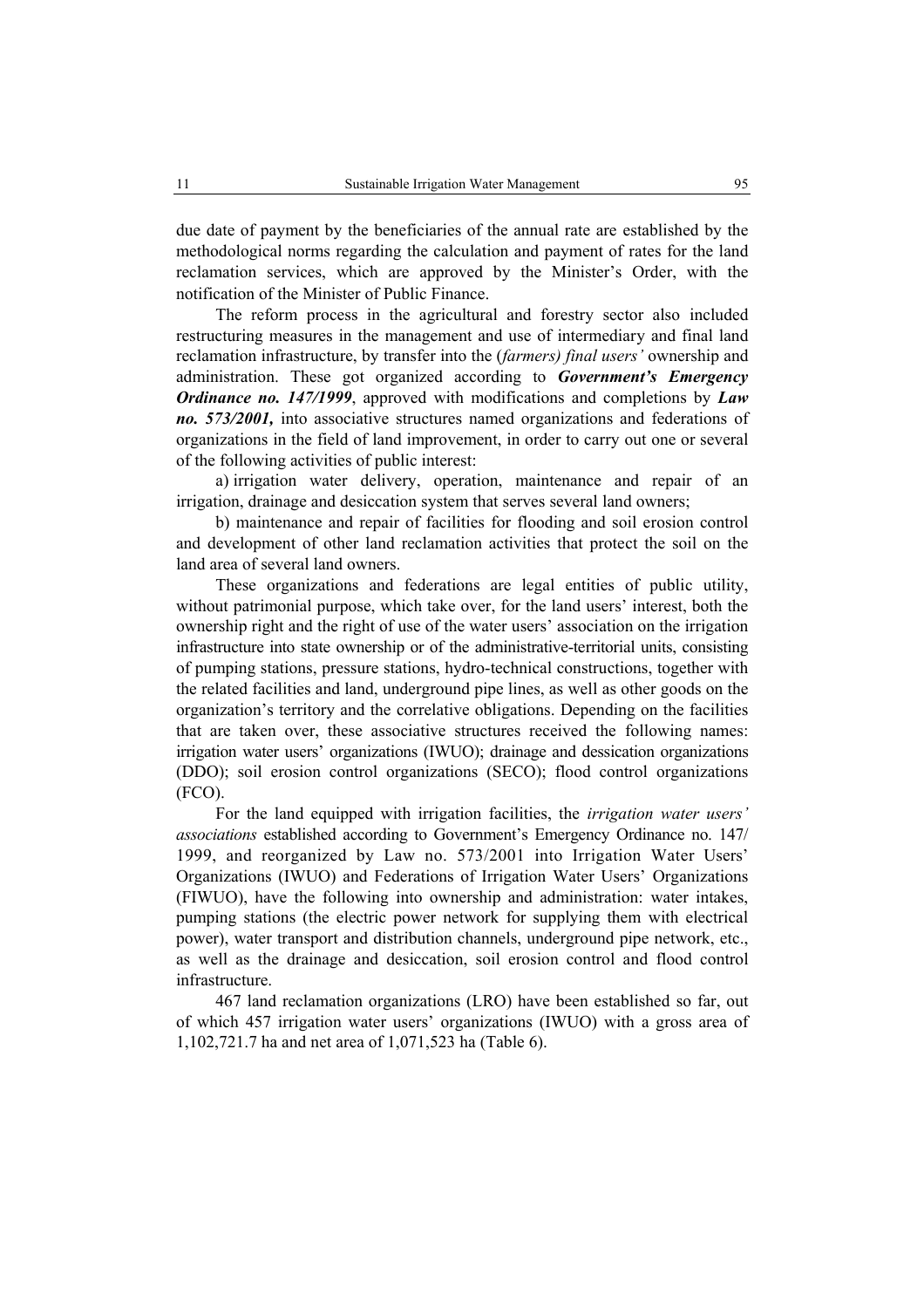due date of payment by the beneficiaries of the annual rate are established by the methodological norms regarding the calculation and payment of rates for the land reclamation services, which are approved by the Minister's Order, with the notification of the Minister of Public Finance.

The reform process in the agricultural and forestry sector also included restructuring measures in the management and use of intermediary and final land reclamation infrastructure, by transfer into the (*farmers) final users'* ownership and administration. These got organized according to ***Government's Emergency Ordinance no. 147/1999***, approved with modifications and completions by ***Law no. 573/2001,*** into associative structures named organizations and federations of organizations in the field of land improvement, in order to carry out one or several of the following activities of public interest:

a) irrigation water delivery, operation, maintenance and repair of an irrigation, drainage and desiccation system that serves several land owners;

b) maintenance and repair of facilities for flooding and soil erosion control and development of other land reclamation activities that protect the soil on the land area of several land owners.

These organizations and federations are legal entities of public utility, without patrimonial purpose, which take over, for the land users' interest, both the ownership right and the right of use of the water users' association on the irrigation infrastructure into state ownership or of the administrative-territorial units, consisting of pumping stations, pressure stations, hydro-technical constructions, together with the related facilities and land, underground pipe lines, as well as other goods on the organization's territory and the correlative obligations. Depending on the facilities that are taken over, these associative structures received the following names: irrigation water users' organizations (IWUO); drainage and dessication organizations (DDO); soil erosion control organizations (SECO); flood control organizations (FCO).

For the land equipped with irrigation facilities, the *irrigation water users' associations* established according to Government's Emergency Ordinance no. 147/ 1999, and reorganized by Law no. 573/2001 into Irrigation Water Users' Organizations (IWUO) and Federations of Irrigation Water Users' Organizations (FIWUO), have the following into ownership and administration: water intakes, pumping stations (the electric power network for supplying them with electrical power), water transport and distribution channels, underground pipe network, etc., as well as the drainage and desiccation, soil erosion control and flood control infrastructure.

467 land reclamation organizations (LRO) have been established so far, out of which 457 irrigation water users' organizations (IWUO) with a gross area of 1,102,721.7 ha and net area of 1,071,523 ha (Table 6).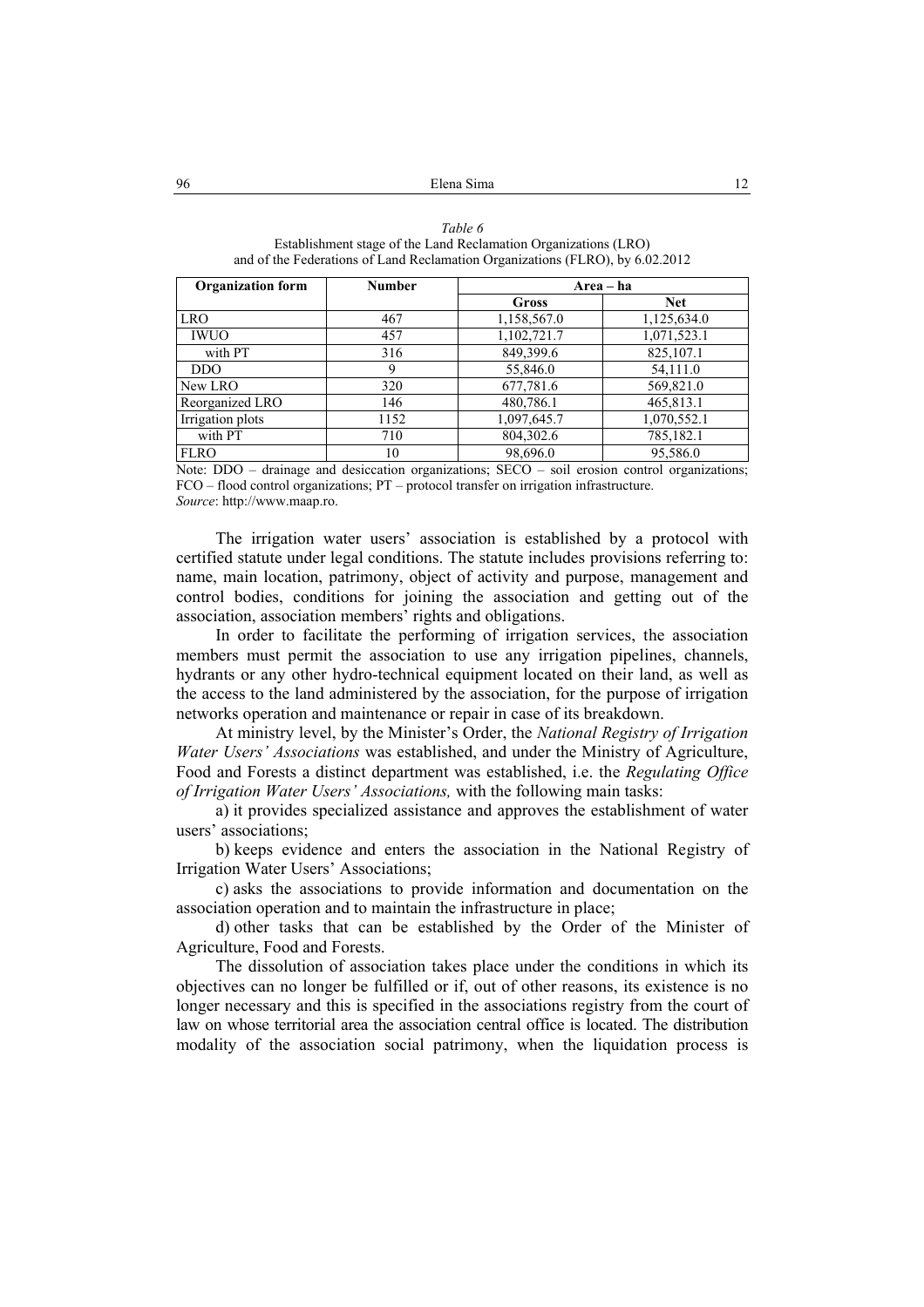*Table 6*

Establishment stage of the Land Reclamation Organizations (LRO) and of the Federations of Land Reclamation Organizations (FLRO), by 6.02.2012

| Organization form | Number | Area – ha | |
|---|---|---|---|
| | | Gross | Net |
| LRO | 467 | 1,158,567.0 | 1,125,634.0 |
| IWUO | 457 | 1,102,721.7 | 1,071,523.1 |
| with PT | 316 | 849,399.6 | 825,107.1 |
| DDO | 9 | 55,846.0 | 54,111.0 |
| New LRO | 320 | 677,781.6 | 569,821.0 |
| Reorganized LRO | 146 | 480,786.1 | 465,813.1 |
| Irrigation plots | 1152 | 1,097,645.7 | 1,070,552.1 |
| with PT | 710 | 804,302.6 | 785,182.1 |
| FLRO | 10 | 98,696.0 | 95,586.0 |

Note: DDO – drainage and desiccation organizations; SECO – soil erosion control organizations; FCO – flood control organizations; PT – protocol transfer on irrigation infrastructure.
*Source*: http://www.maap.ro.

The irrigation water users' association is established by a protocol with certified statute under legal conditions. The statute includes provisions referring to: name, main location, patrimony, object of activity and purpose, management and control bodies, conditions for joining the association and getting out of the association, association members' rights and obligations.

In order to facilitate the performing of irrigation services, the association members must permit the association to use any irrigation pipelines, channels, hydrants or any other hydro-technical equipment located on their land, as well as the access to the land administered by the association, for the purpose of irrigation networks operation and maintenance or repair in case of its breakdown.

At ministry level, by the Minister's Order, the *National Registry of Irrigation Water Users' Associations* was established, and under the Ministry of Agriculture, Food and Forests a distinct department was established, i.e. the *Regulating Office of Irrigation Water Users' Associations,* with the following main tasks:

a) it provides specialized assistance and approves the establishment of water users' associations;

b) keeps evidence and enters the association in the National Registry of Irrigation Water Users' Associations;

c) asks the associations to provide information and documentation on the association operation and to maintain the infrastructure in place;

d) other tasks that can be established by the Order of the Minister of Agriculture, Food and Forests.

The dissolution of association takes place under the conditions in which its objectives can no longer be fulfilled or if, out of other reasons, its existence is no longer necessary and this is specified in the associations registry from the court of law on whose territorial area the association central office is located. The distribution modality of the association social patrimony, when the liquidation process is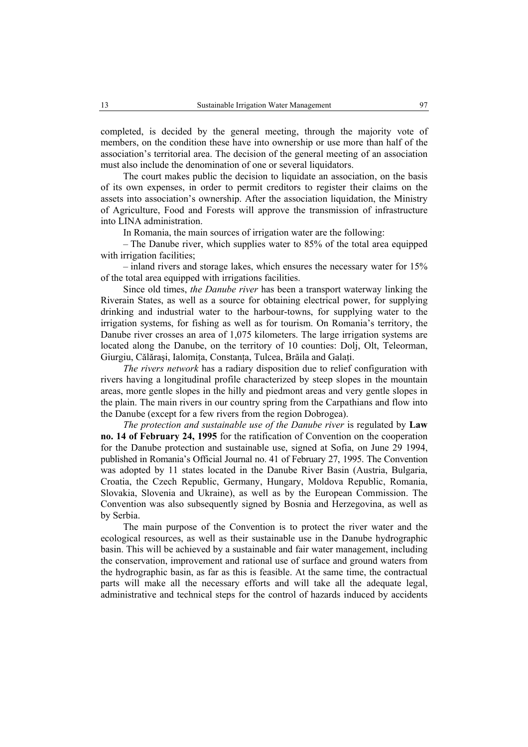completed, is decided by the general meeting, through the majority vote of members, on the condition these have into ownership or use more than half of the association's territorial area. The decision of the general meeting of an association must also include the denomination of one or several liquidators.

The court makes public the decision to liquidate an association, on the basis of its own expenses, in order to permit creditors to register their claims on the assets into association's ownership. After the association liquidation, the Ministry of Agriculture, Food and Forests will approve the transmission of infrastructure into LINA administration.

In Romania, the main sources of irrigation water are the following:

– The Danube river, which supplies water to 85% of the total area equipped with irrigation facilities;

– inland rivers and storage lakes, which ensures the necessary water for 15% of the total area equipped with irrigations facilities.

Since old times, *the Danube river* has been a transport waterway linking the Riverain States, as well as a source for obtaining electrical power, for supplying drinking and industrial water to the harbour-towns, for supplying water to the irrigation systems, for fishing as well as for tourism. On Romania's territory, the Danube river crosses an area of 1,075 kilometers. The large irrigation systems are located along the Danube, on the territory of 10 counties: Dolj, Olt, Teleorman, Giurgiu, Călăraşi, Ialomiţa, Constanţa, Tulcea, Brăila and Galaţi.

*The rivers network* has a radiary disposition due to relief configuration with rivers having a longitudinal profile characterized by steep slopes in the mountain areas, more gentle slopes in the hilly and piedmont areas and very gentle slopes in the plain. The main rivers in our country spring from the Carpathians and flow into the Danube (except for a few rivers from the region Dobrogea).

*The protection and sustainable use of the Danube river* is regulated by **Law no. 14 of February 24, 1995** for the ratification of Convention on the cooperation for the Danube protection and sustainable use, signed at Sofia, on June 29 1994, published in Romania's Official Journal no. 41 of February 27, 1995. The Convention was adopted by 11 states located in the Danube River Basin (Austria, Bulgaria, Croatia, the Czech Republic, Germany, Hungary, Moldova Republic, Romania, Slovakia, Slovenia and Ukraine), as well as by the European Commission. The Convention was also subsequently signed by Bosnia and Herzegovina, as well as by Serbia.

The main purpose of the Convention is to protect the river water and the ecological resources, as well as their sustainable use in the Danube hydrographic basin. This will be achieved by a sustainable and fair water management, including the conservation, improvement and rational use of surface and ground waters from the hydrographic basin, as far as this is feasible. At the same time, the contractual parts will make all the necessary efforts and will take all the adequate legal, administrative and technical steps for the control of hazards induced by accidents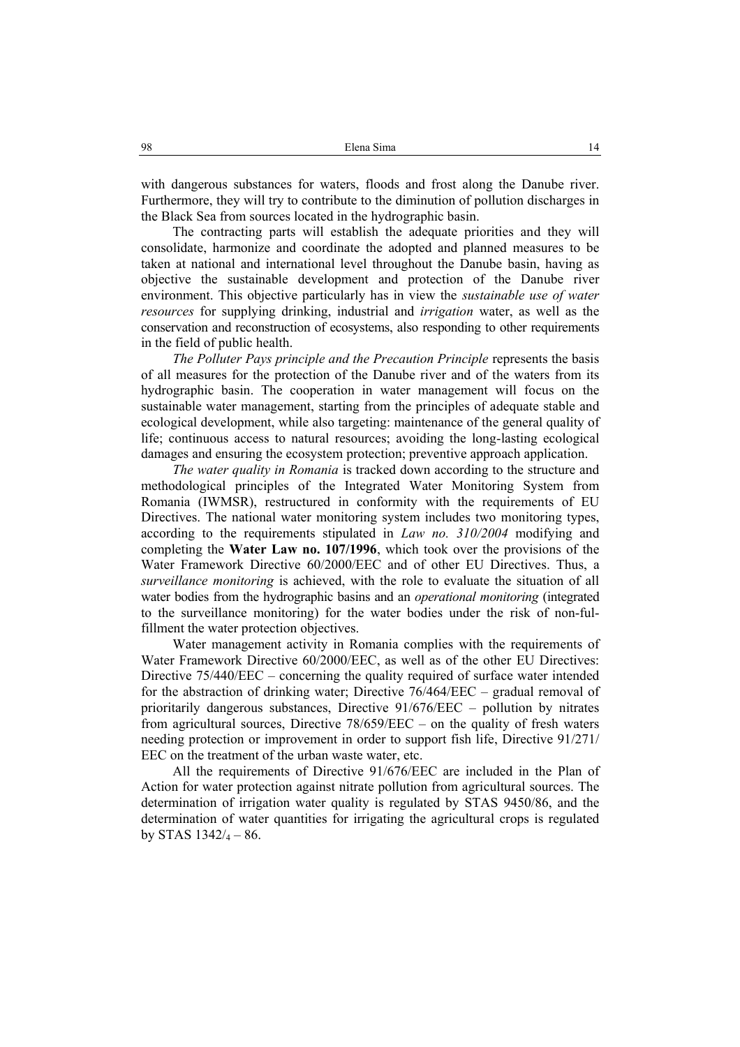with dangerous substances for waters, floods and frost along the Danube river. Furthermore, they will try to contribute to the diminution of pollution discharges in the Black Sea from sources located in the hydrographic basin.

The contracting parts will establish the adequate priorities and they will consolidate, harmonize and coordinate the adopted and planned measures to be taken at national and international level throughout the Danube basin, having as objective the sustainable development and protection of the Danube river environment. This objective particularly has in view the *sustainable use of water resources* for supplying drinking, industrial and *irrigation* water, as well as the conservation and reconstruction of ecosystems, also responding to other requirements in the field of public health.

*The Polluter Pays principle and the Precaution Principle* represents the basis of all measures for the protection of the Danube river and of the waters from its hydrographic basin. The cooperation in water management will focus on the sustainable water management, starting from the principles of adequate stable and ecological development, while also targeting: maintenance of the general quality of life; continuous access to natural resources; avoiding the long-lasting ecological damages and ensuring the ecosystem protection; preventive approach application.

*The water quality in Romania* is tracked down according to the structure and methodological principles of the Integrated Water Monitoring System from Romania (IWMSR), restructured in conformity with the requirements of EU Directives. The national water monitoring system includes two monitoring types, according to the requirements stipulated in *Law no. 310/2004* modifying and completing the **Water Law no. 107/1996**, which took over the provisions of the Water Framework Directive 60/2000/EEC and of other EU Directives. Thus, a *surveillance monitoring* is achieved, with the role to evaluate the situation of all water bodies from the hydrographic basins and an *operational monitoring* (integrated to the surveillance monitoring) for the water bodies under the risk of non-fulfillment the water protection objectives.

Water management activity in Romania complies with the requirements of Water Framework Directive 60/2000/EEC, as well as of the other EU Directives: Directive 75/440/EEC – concerning the quality required of surface water intended for the abstraction of drinking water; Directive 76/464/EEC – gradual removal of prioritarily dangerous substances, Directive 91/676/EEC – pollution by nitrates from agricultural sources, Directive 78/659/EEC – on the quality of fresh waters needing protection or improvement in order to support fish life, Directive 91/271/EEC on the treatment of the urban waste water, etc.

All the requirements of Directive 91/676/EEC are included in the Plan of Action for water protection against nitrate pollution from agricultural sources. The determination of irrigation water quality is regulated by STAS 9450/86, and the determination of water quantities for irrigating the agricultural crops is regulated by STAS $1342/_4$ – 86.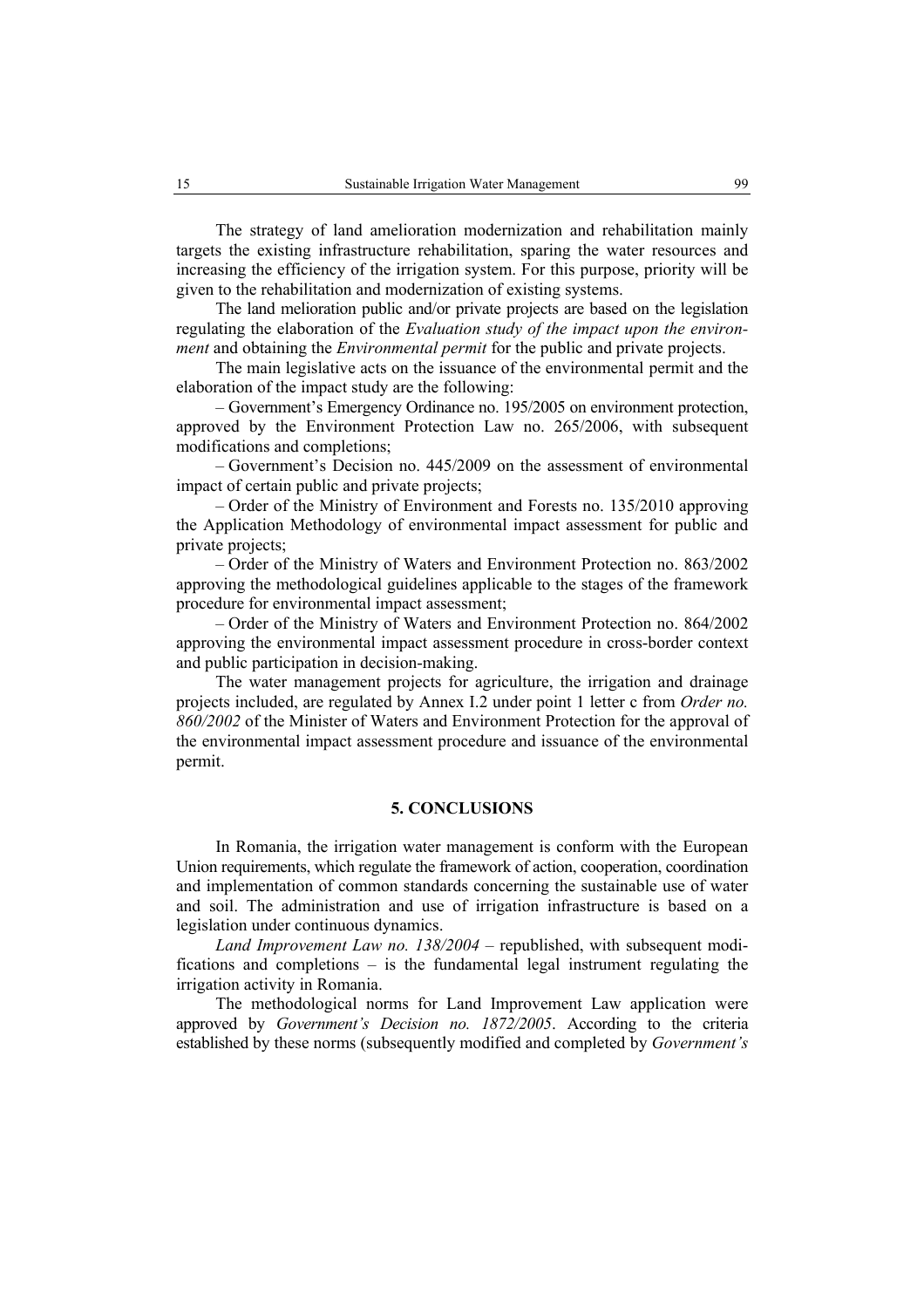The strategy of land amelioration modernization and rehabilitation mainly targets the existing infrastructure rehabilitation, sparing the water resources and increasing the efficiency of the irrigation system. For this purpose, priority will be given to the rehabilitation and modernization of existing systems.

The land melioration public and/or private projects are based on the legislation regulating the elaboration of the *Evaluation study of the impact upon the environment* and obtaining the *Environmental permit* for the public and private projects.

The main legislative acts on the issuance of the environmental permit and the elaboration of the impact study are the following:

– Government's Emergency Ordinance no. 195/2005 on environment protection, approved by the Environment Protection Law no. 265/2006, with subsequent modifications and completions;

– Government's Decision no. 445/2009 on the assessment of environmental impact of certain public and private projects;

– Order of the Ministry of Environment and Forests no. 135/2010 approving the Application Methodology of environmental impact assessment for public and private projects;

– Order of the Ministry of Waters and Environment Protection no. 863/2002 approving the methodological guidelines applicable to the stages of the framework procedure for environmental impact assessment;

– Order of the Ministry of Waters and Environment Protection no. 864/2002 approving the environmental impact assessment procedure in cross-border context and public participation in decision-making.

The water management projects for agriculture, the irrigation and drainage projects included, are regulated by Annex I.2 under point 1 letter c from *Order no. 860/2002* of the Minister of Waters and Environment Protection for the approval of the environmental impact assessment procedure and issuance of the environmental permit.

## 5. CONCLUSIONS

In Romania, the irrigation water management is conform with the European Union requirements, which regulate the framework of action, cooperation, coordination and implementation of common standards concerning the sustainable use of water and soil. The administration and use of irrigation infrastructure is based on a legislation under continuous dynamics.

*Land Improvement Law no. 138/2004* – republished, with subsequent modifications and completions – is the fundamental legal instrument regulating the irrigation activity in Romania.

The methodological norms for Land Improvement Law application were approved by *Government's Decision no. 1872/2005*. According to the criteria established by these norms (subsequently modified and completed by *Government's*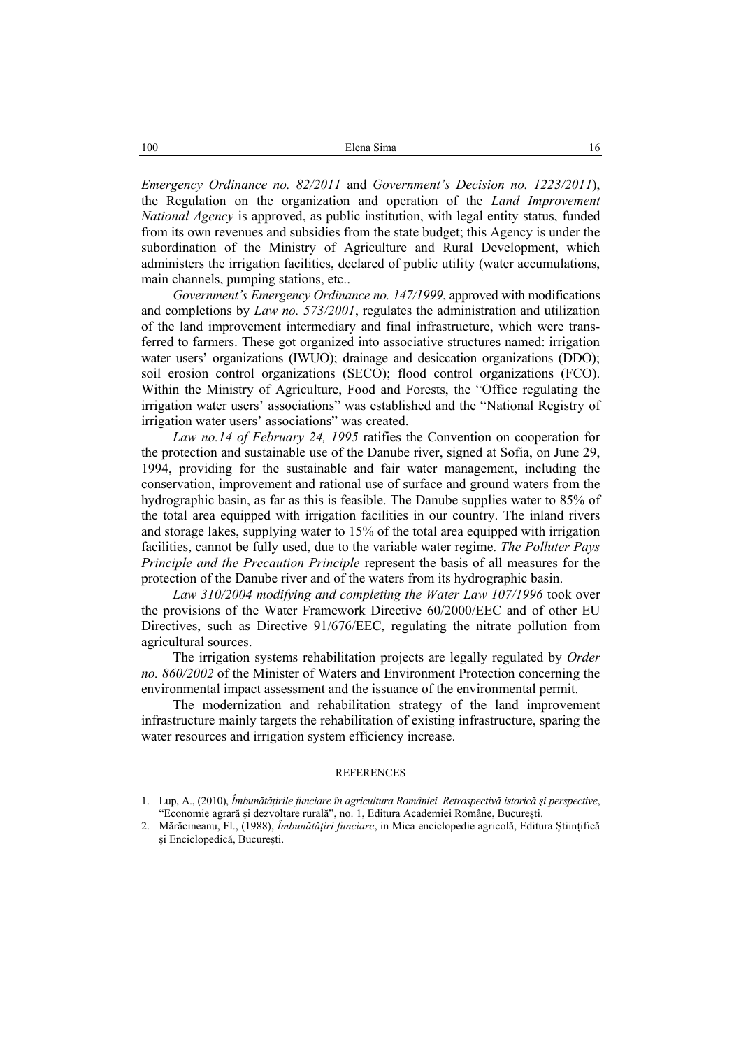*Emergency Ordinance no. 82/2011* and *Government's Decision no. 1223/2011*), the Regulation on the organization and operation of the *Land Improvement National Agency* is approved, as public institution, with legal entity status, funded from its own revenues and subsidies from the state budget; this Agency is under the subordination of the Ministry of Agriculture and Rural Development, which administers the irrigation facilities, declared of public utility (water accumulations, main channels, pumping stations, etc..

*Government's Emergency Ordinance no. 147/1999*, approved with modifications and completions by *Law no. 573/2001*, regulates the administration and utilization of the land improvement intermediary and final infrastructure, which were transferred to farmers. These got organized into associative structures named: irrigation water users' organizations (IWUO); drainage and desiccation organizations (DDO); soil erosion control organizations (SECO); flood control organizations (FCO). Within the Ministry of Agriculture, Food and Forests, the "Office regulating the irrigation water users' associations" was established and the "National Registry of irrigation water users' associations" was created.

*Law no.14 of February 24, 1995* ratifies the Convention on cooperation for the protection and sustainable use of the Danube river, signed at Sofia, on June 29, 1994, providing for the sustainable and fair water management, including the conservation, improvement and rational use of surface and ground waters from the hydrographic basin, as far as this is feasible. The Danube supplies water to 85% of the total area equipped with irrigation facilities in our country. The inland rivers and storage lakes, supplying water to 15% of the total area equipped with irrigation facilities, cannot be fully used, due to the variable water regime. *The Polluter Pays Principle and the Precaution Principle* represent the basis of all measures for the protection of the Danube river and of the waters from its hydrographic basin.

*Law 310/2004 modifying and completing the Water Law 107/1996* took over the provisions of the Water Framework Directive 60/2000/EEC and of other EU Directives, such as Directive 91/676/EEC, regulating the nitrate pollution from agricultural sources.

The irrigation systems rehabilitation projects are legally regulated by *Order no. 860/2002* of the Minister of Waters and Environment Protection concerning the environmental impact assessment and the issuance of the environmental permit.

The modernization and rehabilitation strategy of the land improvement infrastructure mainly targets the rehabilitation of existing infrastructure, sparing the water resources and irrigation system efficiency increase.

## REFERENCES

1. Lup, A., (2010), *Îmbunătățirile funciare în agricultura României. Retrospectivă istorică și perspective*, "Economie agrară și dezvoltare rurală", no. 1, Editura Academiei Române, București.
2. Mărăcineanu, Fl., (1988), *Îmbunătățiri funciare*, in Mica enciclopedie agricolă, Editura Științifică și Enciclopedică, București.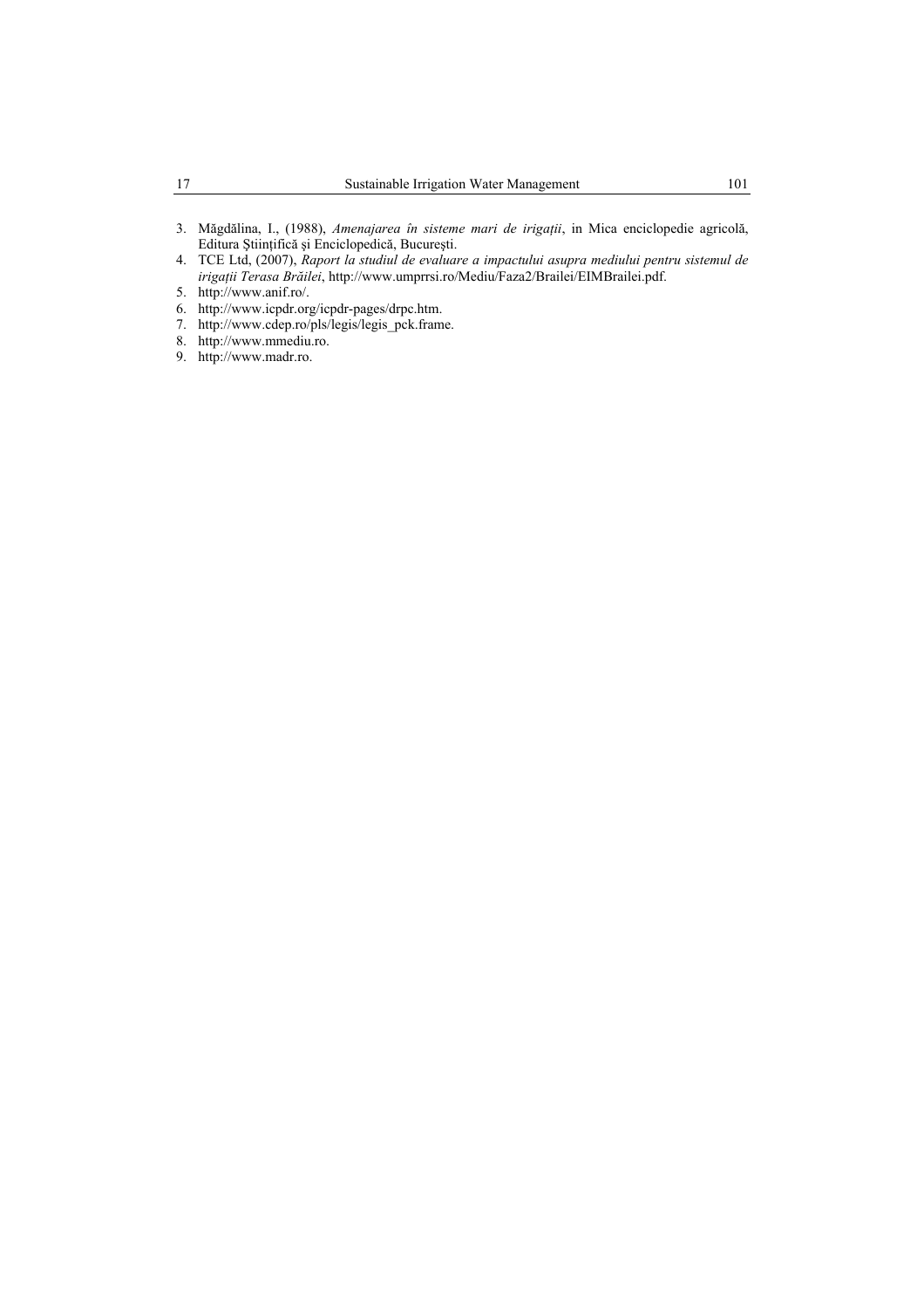3. Măgdălina, I., (1988), *Amenajarea în sisteme mari de irigații*, in Mica enciclopedie agricolă, Editura Ştiinţifică şi Enciclopedică, Bucureşti.
4. TCE Ltd, (2007), *Raport la studiul de evaluare a impactului asupra mediului pentru sistemul de irigații Terasa Brăilei*, http://www.umprrsi.ro/Mediu/Faza2/Brailei/EIMBrailei.pdf.
5. http://www.anif.ro/.
6. http://www.icpdr.org/icpdr-pages/drpc.htm.
7. http://www.cdep.ro/pls/legis/legis_pck.frame.
8. http://www.mmediu.ro.
9. http://www.madr.ro.